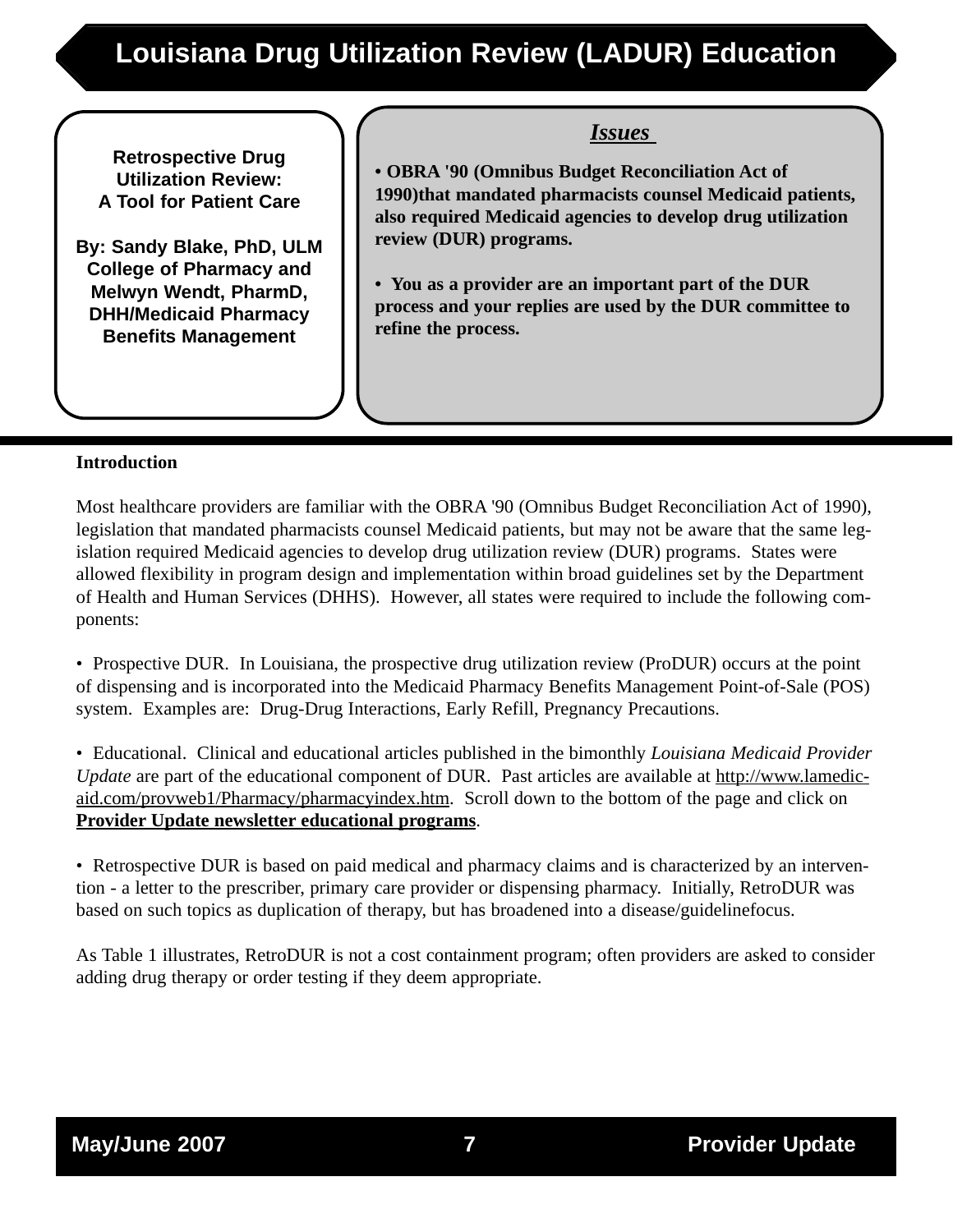# Louisiana Drug Utilization Review (LADUR) Education

**Retrospective Drug Utilization Review: A Tool for Patient Care**

**By: Sandy Blake, PhD, ULM College of Pharmacy and Melwyn Wendt, PharmD, DHH/Medicaid Pharmacy Benefits Management**

***Issues***

- **OBRA '90 (Omnibus Budget Reconciliation Act of 1990)that mandated pharmacists counsel Medicaid patients, also required Medicaid agencies to develop drug utilization review (DUR) programs.**
- **You as a provider are an important part of the DUR process and your replies are used by the DUR committee to refine the process.**

**Introduction**

Most healthcare providers are familiar with the OBRA '90 (Omnibus Budget Reconciliation Act of 1990), legislation that mandated pharmacists counsel Medicaid patients, but may not be aware that the same legislation required Medicaid agencies to develop drug utilization review (DUR) programs. States were allowed flexibility in program design and implementation within broad guidelines set by the Department of Health and Human Services (DHHS). However, all states were required to include the following components:

- Prospective DUR. In Louisiana, the prospective drug utilization review (ProDUR) occurs at the point of dispensing and is incorporated into the Medicaid Pharmacy Benefits Management Point-of-Sale (POS) system. Examples are: Drug-Drug Interactions, Early Refill, Pregnancy Precautions.

- Educational. Clinical and educational articles published in the bimonthly *Louisiana Medicaid Provider Update* are part of the educational component of DUR. Past articles are available at http://www.lamedicaid.com/provweb1/Pharmacy/pharmacyindex.htm. Scroll down to the bottom of the page and click on **Provider Update newsletter educational programs**.

- Retrospective DUR is based on paid medical and pharmacy claims and is characterized by an intervention - a letter to the prescriber, primary care provider or dispensing pharmacy. Initially, RetroDUR was based on such topics as duplication of therapy, but has broadened into a disease/guidelinefocus.

As Table 1 illustrates, RetroDUR is not a cost containment program; often providers are asked to consider adding drug therapy or order testing if they deem appropriate.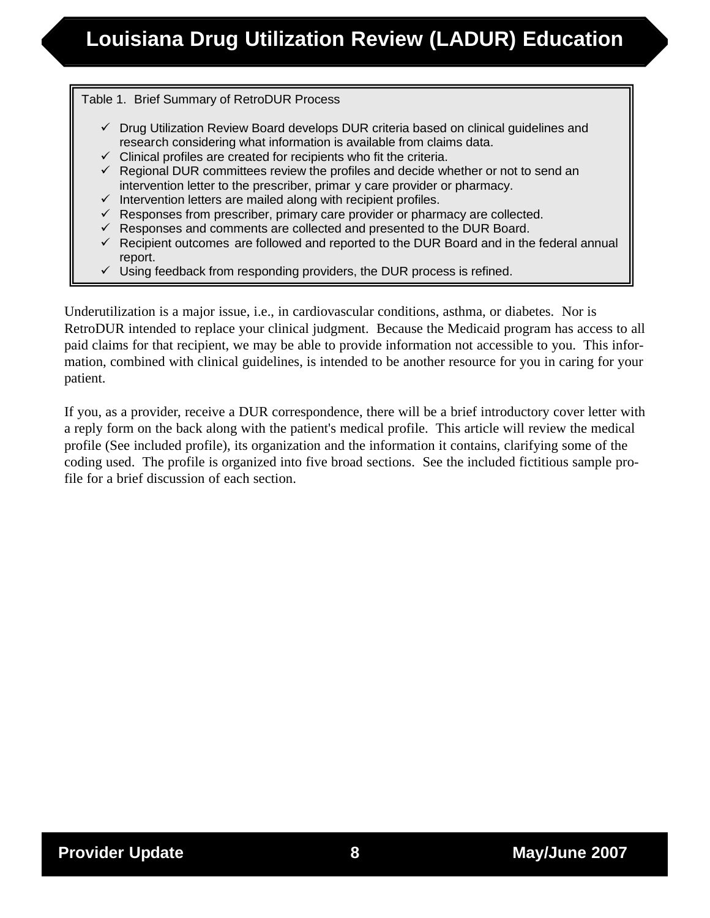Table 1. Brief Summary of RetroDUR Process

- ✓ Drug Utilization Review Board develops DUR criteria based on clinical guidelines and research considering what information is available from claims data.
- ✓ Clinical profiles are created for recipients who fit the criteria.
- ✓ Regional DUR committees review the profiles and decide whether or not to send an intervention letter to the prescriber, primary care provider or pharmacy.
- ✓ Intervention letters are mailed along with recipient profiles.
- ✓ Responses from prescriber, primary care provider or pharmacy are collected.
- ✓ Responses and comments are collected and presented to the DUR Board.
- ✓ Recipient outcomes are followed and reported to the DUR Board and in the federal annual report.
- ✓ Using feedback from responding providers, the DUR process is refined.

Underutilization is a major issue, i.e., in cardiovascular conditions, asthma, or diabetes. Nor is RetroDUR intended to replace your clinical judgment. Because the Medicaid program has access to all paid claims for that recipient, we may be able to provide information not accessible to you. This information, combined with clinical guidelines, is intended to be another resource for you in caring for your patient.

If you, as a provider, receive a DUR correspondence, there will be a brief introductory cover letter with a reply form on the back along with the patient's medical profile. This article will review the medical profile (See included profile), its organization and the information it contains, clarifying some of the coding used. The profile is organized into five broad sections. See the included fictitious sample profile for a brief discussion of each section.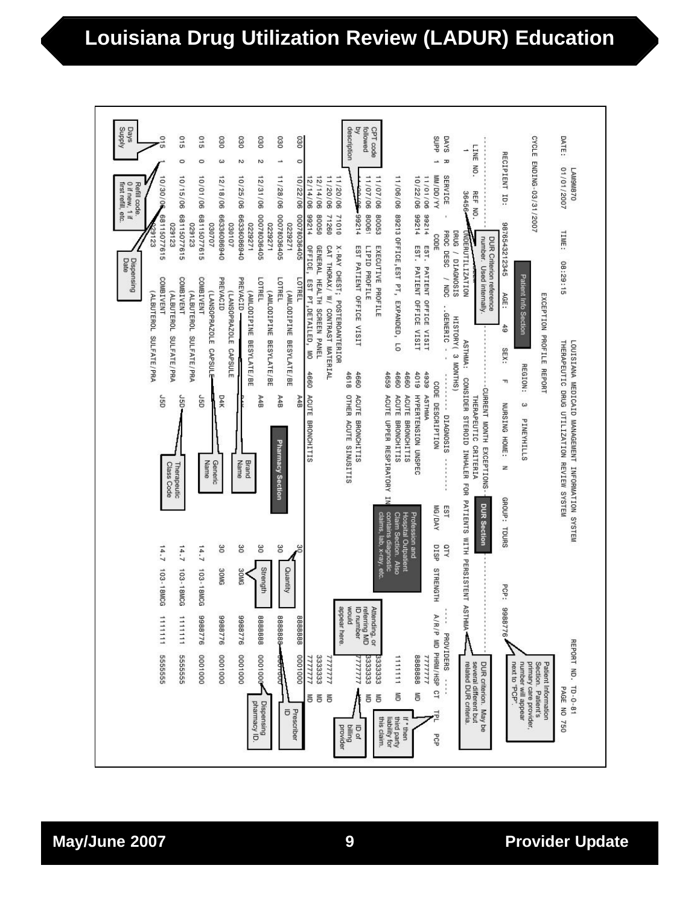# Louisiana Drug Utilization Review (LADUR) Education

```
DATE: 01/01/2007      TIME: 08:29:15      LOUISIANA MEDICAID MANAGEMENT INFORMATION SYSTEM        REPORT NO. TD-0-81
LAM9M870                                   THERAPEUTIC DRUG UTILIZATION REVIEW SYSTEM              PAGE NO 750
CYCLE ENDING-03/31/2007                    EXCEPTION PROFILE REPORT

RECIPIENT ID: 987654321234S   AGE: 49   SEX: F   REGION: 3   PINEYHILLS   NURSING HOME: N   GROUP: TOURS   PCP: 9988776

--------------------------------------------- CURRENT MONTH EXCEPTIONS ---------------------------------------------
LINE NO.   REF NO.                          THERAPEUTIC CRITERIA
   1       36456   UNDERUTILIZATION   ASTHMA: CONSIDER STEROID INHALER FOR PATIENTS WITH PERSISTENT ASTHMA

                    DRUG / DIAGNOSIS HISTORY( 3 MONTHS)
DAYS R  SERVICE  - PROC DESC / NDC ..GENERIC - -   ......... DIAGNOSIS .........   EST     QTY              ---- PROVIDERS ----
SUPP 1  MM/DD/YY   CODE                            CODE  DESCRIPTION               MG/DAY  DISP  STRENGTH   A/R/P MD  PHRM/HSP  CT  TPL  PCP
        11/01/06 99214 EST. PATIENT OFFICE VISIT   4939  ASTHMA                                             8888888             MD
        10/22/06 99214 EST. PATIENT OFFICE VISIT   4019  HYPERTENSION UNSPEC                                7777777
                                                   4660  ACUTE BRONCHITIS
        11/06/06 89213 OFFICE,EST PT, EXPANDED, LO 4659  ACUTE UPPER RESPIRATORY IN                         1111111             MD
        11/07/06 80053 EXECUTIVE PROFILE           4660  ACUTE BRONCHITIS                                   3333333             MD
        11/07/06 80061 LIPID PROFILE               4618  OTHER ACUTE SINUSITIS                              3333333             MD
        11/20/06 99214 EST PATIENT OFFICE VISIT                                                             7777777             MD
        11/20/06 71010 X-RAY CHEST; POSTEROANTERIOR                                                         7777777
        11/20/06 71260 CAT THORAX/ W/ CONTRAST MATERIAL
        12/14/06 80050 GENERAL HEALTH SCREEN PANEL                                                          3333333             MD
        12/14/06 99214 OFFICE, EST PT,DETAILED, MO 4660  ACUTE BRONCHITIS                                   7777777             MD
030  0  10/22/06 00078036405   LOTREL              A4B                                 30                   8888888  0001000
                 0229271   (AMLODIPINE BESYLATE/BE
030  1  11/28/06 00078036405   LOTREL              A4B                                 30                   8888888  0001000
                 0229271   (AMLODIPINE BESYLATE/BE
030  2  12/31/06 00078036405   LOTREL              A4B                                 30                   8888888  0001000
                 0229271   (AMLODIPINE BESYLATE/BE
030  2  10/25/06 66336086940   PREVACID            D4K                                 30    30MG           9988776  0001000
                 030107    (LANSOPRAZOLE CAPSULE
030  3  12/18/06 66336086940   PREVACID            D4K                                 30    30MG           9988776  0001000
                 030707    (LANSOPRAZOLE CAPSULE
015  0  10/01/06 68115077615   COMBIVENT           J5D                                 14.7  103-18MCG      9988776  0001000
                 029123    (ALBUTEROL SULFATE/PRA
015  0  10/15/06 68115077615   COMBIVENT           J5D                                 14.7  103-18MCG      1111111  5555555
                 029123    (ALBUTEROL SULFATE/PRA
015  1  10/30/06 68115077615   COMBIVENT           J5D                                 14.7  103-18MCG      1111111  5555555
                 029123    (ALBUTEROL SULFATE/PRA
```

**Callouts:**

- **Patient Info Section**
- **DUR Section**
- **Pharmacy Section**
- Patient Information Section. Patient's primary care provider, number will appear next to "PCP".
- DUR Criterion reference number. Used internally.
- DUR criterion. May be several different but related DUR criteria.
- Profession and Hospital Outpatient Claim Section. Also contains diagnostic claims, lab, x-ray, etc.
- CPT code followed by description
- Attending, or referring MD ID number would appear here.
- If * then third party liability for this claim.
- ID of billing provider
- Prescriber ID
- Dispensing pharmacy ID.
- Quantity
- Strength
- Brand Name
- Generic Name
- Therapeutic Class Code
- Days Supply
- Refill code. 0 if new, 1 if first refill, etc.
- Dispensing Date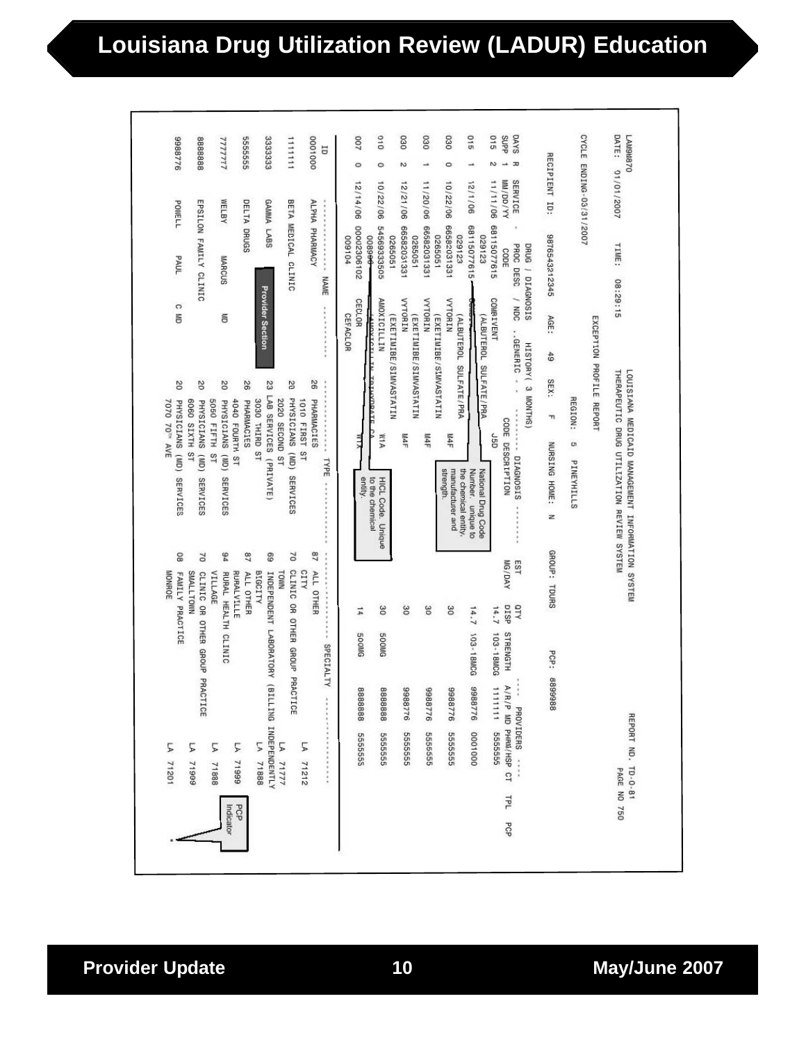# Louisiana Drug Utilization Review (LADUR) Education

```
LAM9870                              LOUISIANA MEDICAID MANAGEMENT INFORMATION SYSTEM                    REPORT NO. TD-0-81
DATE: 01/01/2007    TIME: 08:29:15   THERAPEUTIC DRUG UTILIZATION REVIEW SYSTEM                                PAGE NO 750
                                     EXCEPTION PROFILE REPORT
CYCLE ENDING-03/31/2007                           REGION: 5  PINEYHILLS

RECIPIENT ID: 98765432l2345   AGE: 49   SEX: F   NURSING HOME: N   GROUP: TOURS   PCP: 8899988

                 DRUG / DIAGNOSIS   HISTORY( 3 MONTHS)
DAYS R SERVICE - PROC DESC / NDC ..GENERIC - - - -  --------- DIAGNOSIS --------  EST     QTY              ---- PROVIDERS ----
SUPP   MM/DD/YY   CODE                              CODE DESCRIPTION               MG/DAY  DISP  STRENGTH   A/R/P MD  PHRM/HSP CT  TPL  PCP
015  2 11/11/06 68115077615  COMBIVENT              J5D                                    14.7  103-18MCG  1111111  5555555
                029123       (ALBUTEROL SULFATE/PRA
015  1 12/1/06  68115077615  COMBIVENT                                                     14.7  103-18MCG  9988776  0001000
                029123       (ALBUTEROL SULFATE/PRA
030  0 10/22/06 66582031331  VYTORIN                M4F                                    30              9988776  5555555
                0265051      (EXETIMIBE/SIMVASTATIN
030  1 11/20/06 66582031331  VYTORIN                M4F                                    30              9988776  5555555
                0265051      (EXETIMIBE/SIMVASTATIN
030  2 12/21/06 66582031331  VYTORIN                M4F                                    30              9988776  5555555
                0265051      (EXETIMIBE/SIMVASTATIN
010  0 10/22/06 5456933505   AMOXICILLIN            W1A                                    30    500MG     8888888  5555555
                008980       AMOXICILLIN TRIHYDRATE CA
007  0 12/14/06 00002306102  CEFCLOR                W1X                                    14    500MG     8888888  5555555
                009104       CEFACLOR

ID        ------------- NAME -----------  ------------- TYPE -------------  ------------- SPECIALTY -------------
0001000   ALPHA PHARMACY                  26 PHARMACIES                       87 ALL OTHER
                                             1010 FIRST ST                       CITY                                 LA  71212
1111111   BETA MEDICAL CLINIC             20 PHYSICIANS (MD) SERVICES         70 CLINIC OR OTHER GROUP PRACTICE
                                             2020 SECOND ST                      TOWN                                 LA  71777
3333333   GAMMA LABS                      23 LAB SERVICES (PRIVATE)           69 INDEPENDENT LABORATORY (BILLING INDEPENDENTLY
                                             3030 THIRD ST                       BIGCITY                              LA  71888
5555555   DELTA DRUGS                     26 PHARMACIES                       87 ALL OTHER
                                             4040 FOURTH ST                      RURALVILLE                           LA  71999
7777777   WELBY       MARCUS     MD       20 PHYSICIANS (MD) SERVICES         94 RURAL HEALTH CLINIC
                                             5050 FIFTH ST                       VILLAGE                              LA  71888
8888888   EPSILON FAMILY CLINIC           20 PHYSICIANS (MD) SERVICES         70 CLINIC OR OTHER GROUP PRACTICE
                                             6060 SIXTH ST                       SMALLTOWN                            LA  71999
9988776   POWELL      PAUL       C MD     20 PHYSICIANS (MD) SERVICES         08 FAMILY PRACTICE
                                             7070 70TH AVE                       MONROE                               LA  71201                *
```

Callouts on report:
- National Drug Code Number, unique to the chemical entity, manufacturer and strength.
- HICL Code. Unique to the chemical entity.
- Provider Section
- PCP Indicator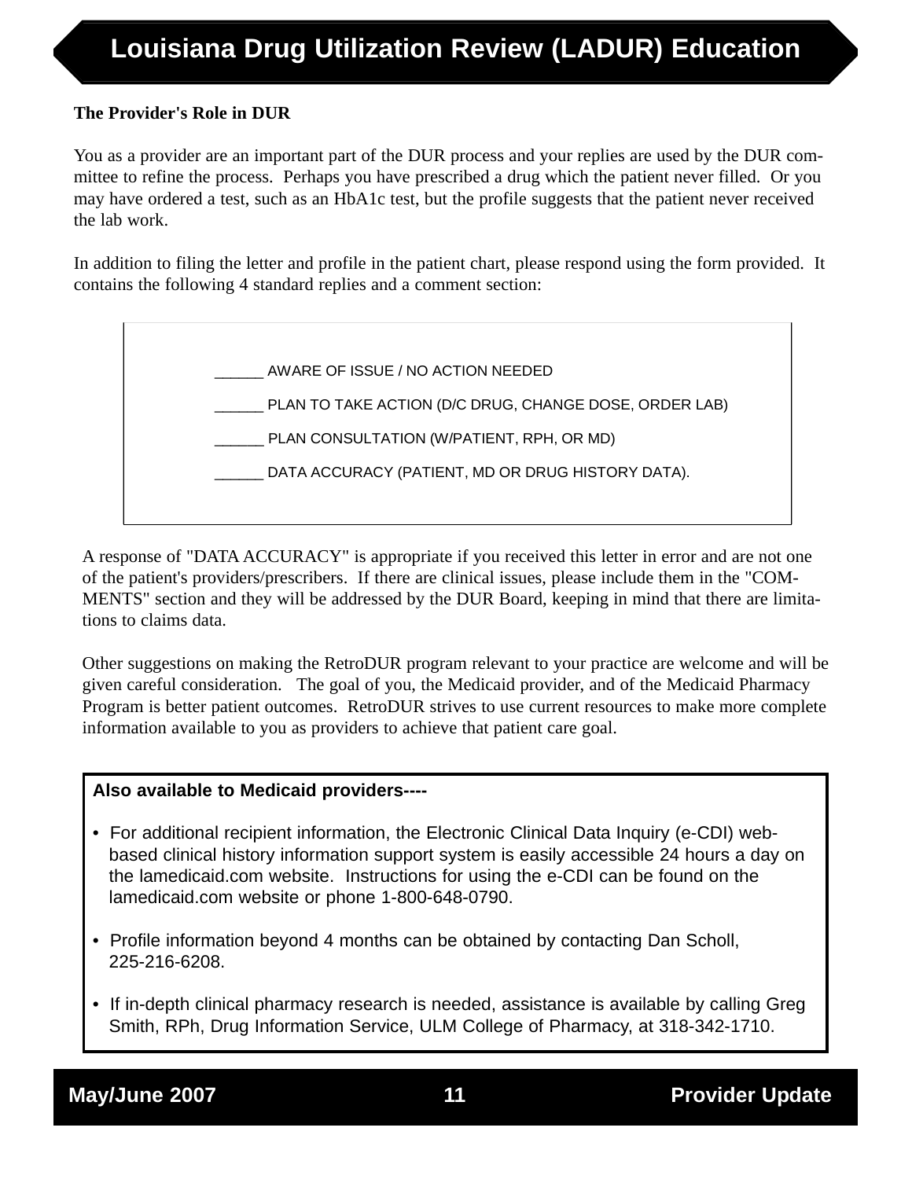# Louisiana Drug Utilization Review (LADUR) Education

**The Provider's Role in DUR**

You as a provider are an important part of the DUR process and your replies are used by the DUR committee to refine the process. Perhaps you have prescribed a drug which the patient never filled. Or you may have ordered a test, such as an HbA1c test, but the profile suggests that the patient never received the lab work.

In addition to filing the letter and profile in the patient chart, please respond using the form provided. It contains the following 4 standard replies and a comment section:

______ AWARE OF ISSUE / NO ACTION NEEDED

______ PLAN TO TAKE ACTION (D/C DRUG, CHANGE DOSE, ORDER LAB)

______ PLAN CONSULTATION (W/PATIENT, RPH, OR MD)

______ DATA ACCURACY (PATIENT, MD OR DRUG HISTORY DATA).

A response of "DATA ACCURACY" is appropriate if you received this letter in error and are not one of the patient's providers/prescribers. If there are clinical issues, please include them in the "COMMENTS" section and they will be addressed by the DUR Board, keeping in mind that there are limitations to claims data.

Other suggestions on making the RetroDUR program relevant to your practice are welcome and will be given careful consideration. The goal of you, the Medicaid provider, and of the Medicaid Pharmacy Program is better patient outcomes. RetroDUR strives to use current resources to make more complete information available to you as providers to achieve that patient care goal.

**Also available to Medicaid providers----**

- For additional recipient information, the Electronic Clinical Data Inquiry (e-CDI) web-based clinical history information support system is easily accessible 24 hours a day on the lamedicaid.com website. Instructions for using the e-CDI can be found on the lamedicaid.com website or phone 1-800-648-0790.

- Profile information beyond 4 months can be obtained by contacting Dan Scholl, 225-216-6208.

- If in-depth clinical pharmacy research is needed, assistance is available by calling Greg Smith, RPh, Drug Information Service, ULM College of Pharmacy, at 318-342-1710.